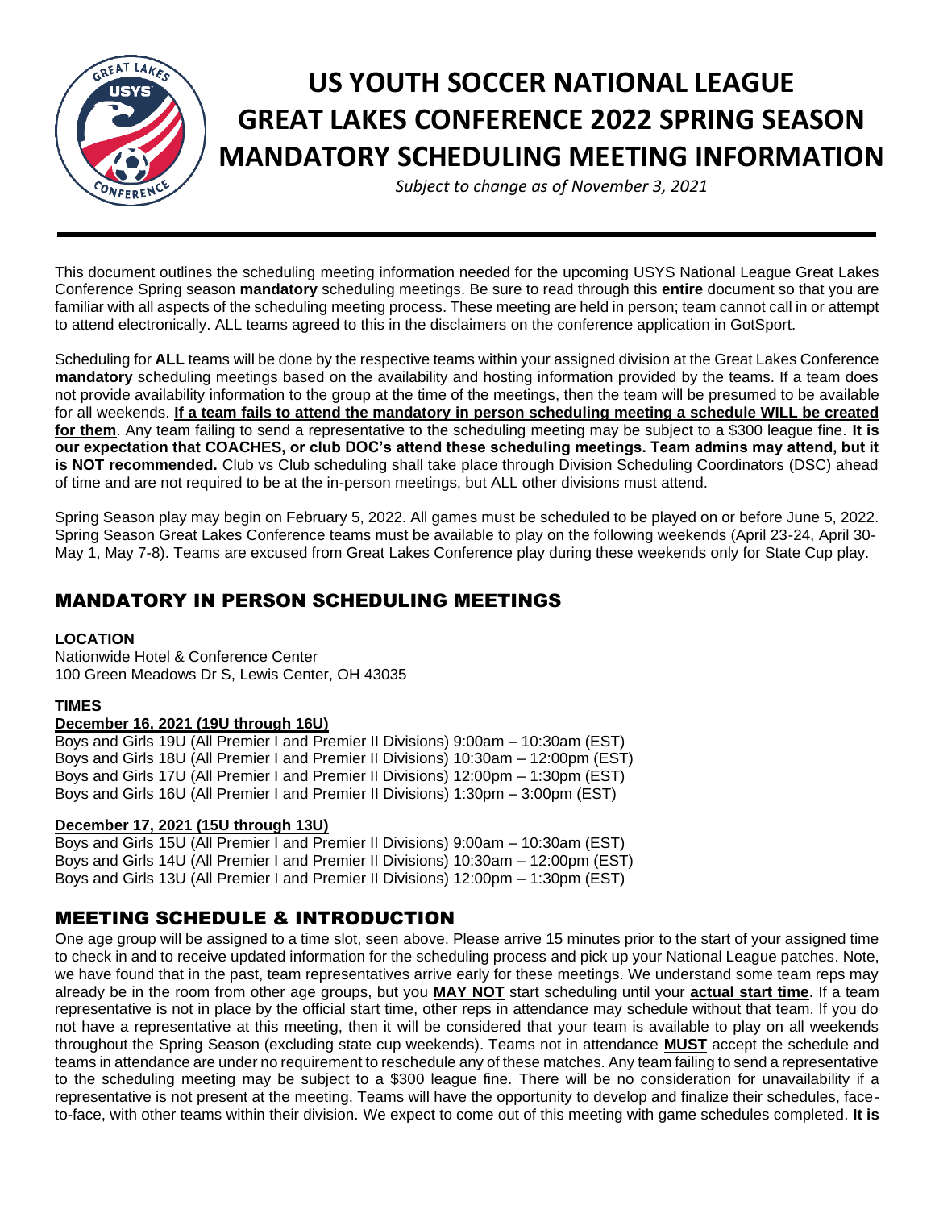# US YOUTH SOCCER NATIONAL LEAGUE GREAT LAKES CONFERENCE 2022 SPRING SEASON MANDATORY SCHEDULING MEETING INFORMATION

*Subject to change as of November 3, 2021*

This document outlines the scheduling meeting information needed for the upcoming USYS National League Great Lakes Conference Spring season **mandatory** scheduling meetings. Be sure to read through this **entire** document so that you are familiar with all aspects of the scheduling meeting process. These meeting are held in person; team cannot call in or attempt to attend electronically. ALL teams agreed to this in the disclaimers on the conference application in GotSport.

Scheduling for **ALL** teams will be done by the respective teams within your assigned division at the Great Lakes Conference **mandatory** scheduling meetings based on the availability and hosting information provided by the teams. If a team does not provide availability information to the group at the time of the meetings, then the team will be presumed to be available for all weekends. **If a team fails to attend the mandatory in person scheduling meeting a schedule WILL be created for them**. Any team failing to send a representative to the scheduling meeting may be subject to a $300 league fine. **It is our expectation that COACHES, or club DOC's attend these scheduling meetings. Team admins may attend, but it is NOT recommended.** Club vs Club scheduling shall take place through Division Scheduling Coordinators (DSC) ahead of time and are not required to be at the in-person meetings, but ALL other divisions must attend.

Spring Season play may begin on February 5, 2022. All games must be scheduled to be played on or before June 5, 2022. Spring Season Great Lakes Conference teams must be available to play on the following weekends (April 23-24, April 30-May 1, May 7-8). Teams are excused from Great Lakes Conference play during these weekends only for State Cup play.

## MANDATORY IN PERSON SCHEDULING MEETINGS

**LOCATION**
Nationwide Hotel & Conference Center
100 Green Meadows Dr S, Lewis Center, OH 43035

**TIMES**

**December 16, 2021 (19U through 16U)**

Boys and Girls 19U (All Premier I and Premier II Divisions) 9:00am – 10:30am (EST)
Boys and Girls 18U (All Premier I and Premier II Divisions) 10:30am – 12:00pm (EST)
Boys and Girls 17U (All Premier I and Premier II Divisions) 12:00pm – 1:30pm (EST)
Boys and Girls 16U (All Premier I and Premier II Divisions) 1:30pm – 3:00pm (EST)

**December 17, 2021 (15U through 13U)**

Boys and Girls 15U (All Premier I and Premier II Divisions) 9:00am – 10:30am (EST)
Boys and Girls 14U (All Premier I and Premier II Divisions) 10:30am – 12:00pm (EST)
Boys and Girls 13U (All Premier I and Premier II Divisions) 12:00pm – 1:30pm (EST)

## MEETING SCHEDULE & INTRODUCTION

One age group will be assigned to a time slot, seen above. Please arrive 15 minutes prior to the start of your assigned time to check in and to receive updated information for the scheduling process and pick up your National League patches. Note, we have found that in the past, team representatives arrive early for these meetings. We understand some team reps may already be in the room from other age groups, but you **MAY NOT** start scheduling until your **actual start time**. If a team representative is not in place by the official start time, other reps in attendance may schedule without that team. If you do not have a representative at this meeting, then it will be considered that your team is available to play on all weekends throughout the Spring Season (excluding state cup weekends). Teams not in attendance **MUST** accept the schedule and teams in attendance are under no requirement to reschedule any of these matches. Any team failing to send a representative to the scheduling meeting may be subject to a $300 league fine. There will be no consideration for unavailability if a representative is not present at the meeting. Teams will have the opportunity to develop and finalize their schedules, face-to-face, with other teams within their division. We expect to come out of this meeting with game schedules completed. **It is**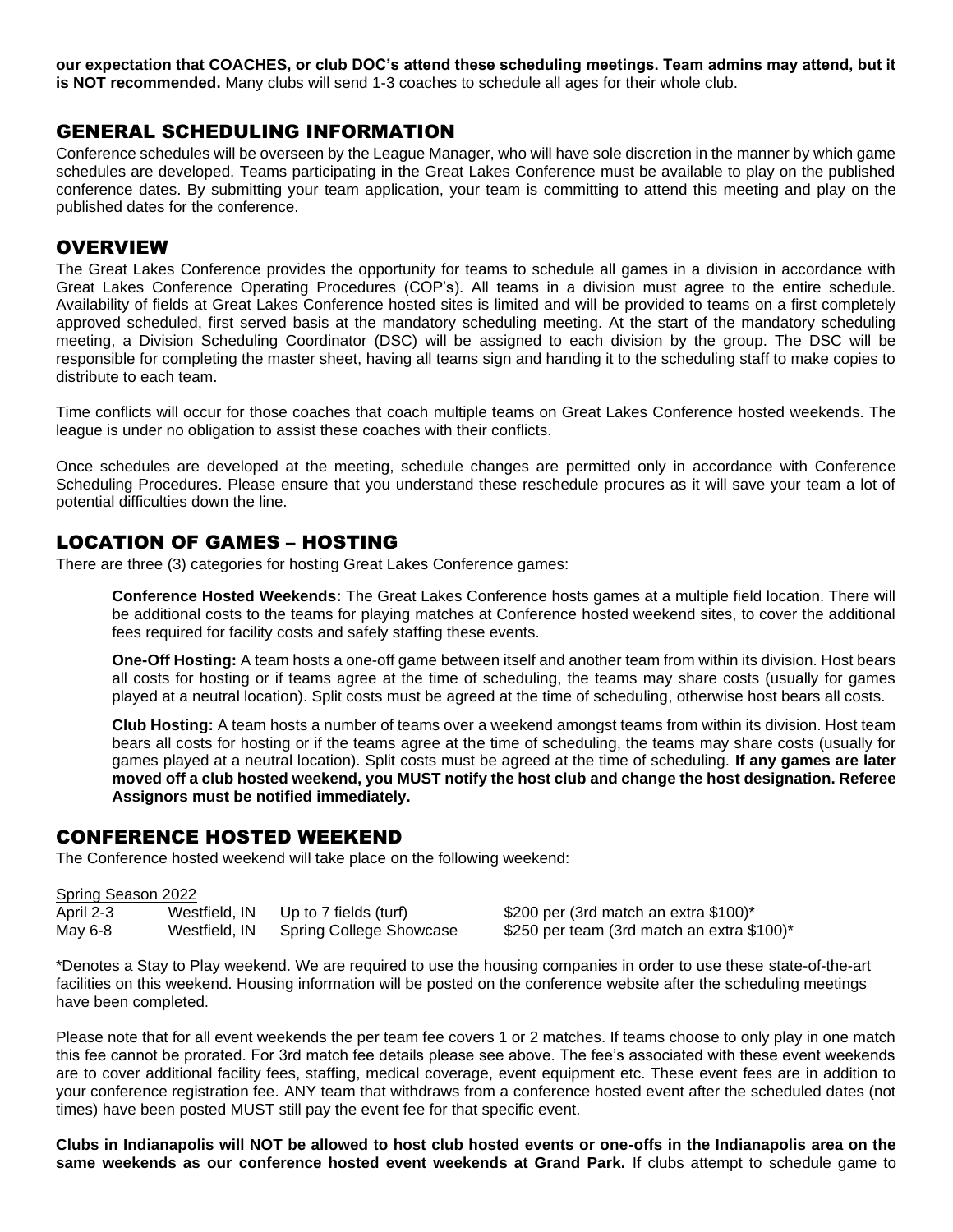**our expectation that COACHES, or club DOC's attend these scheduling meetings. Team admins may attend, but it is NOT recommended.** Many clubs will send 1-3 coaches to schedule all ages for their whole club.

## GENERAL SCHEDULING INFORMATION

Conference schedules will be overseen by the League Manager, who will have sole discretion in the manner by which game schedules are developed. Teams participating in the Great Lakes Conference must be available to play on the published conference dates. By submitting your team application, your team is committing to attend this meeting and play on the published dates for the conference.

## OVERVIEW

The Great Lakes Conference provides the opportunity for teams to schedule all games in a division in accordance with Great Lakes Conference Operating Procedures (COP's). All teams in a division must agree to the entire schedule. Availability of fields at Great Lakes Conference hosted sites is limited and will be provided to teams on a first completely approved scheduled, first served basis at the mandatory scheduling meeting. At the start of the mandatory scheduling meeting, a Division Scheduling Coordinator (DSC) will be assigned to each division by the group. The DSC will be responsible for completing the master sheet, having all teams sign and handing it to the scheduling staff to make copies to distribute to each team.

Time conflicts will occur for those coaches that coach multiple teams on Great Lakes Conference hosted weekends. The league is under no obligation to assist these coaches with their conflicts.

Once schedules are developed at the meeting, schedule changes are permitted only in accordance with Conference Scheduling Procedures. Please ensure that you understand these reschedule procures as it will save your team a lot of potential difficulties down the line.

## LOCATION OF GAMES – HOSTING

There are three (3) categories for hosting Great Lakes Conference games:

**Conference Hosted Weekends:** The Great Lakes Conference hosts games at a multiple field location. There will be additional costs to the teams for playing matches at Conference hosted weekend sites, to cover the additional fees required for facility costs and safely staffing these events.

**One-Off Hosting:** A team hosts a one-off game between itself and another team from within its division. Host bears all costs for hosting or if teams agree at the time of scheduling, the teams may share costs (usually for games played at a neutral location). Split costs must be agreed at the time of scheduling, otherwise host bears all costs.

**Club Hosting:** A team hosts a number of teams over a weekend amongst teams from within its division. Host team bears all costs for hosting or if the teams agree at the time of scheduling, the teams may share costs (usually for games played at a neutral location). Split costs must be agreed at the time of scheduling. **If any games are later moved off a club hosted weekend, you MUST notify the host club and change the host designation. Referee Assignors must be notified immediately.**

## CONFERENCE HOSTED WEEKEND

The Conference hosted weekend will take place on the following weekend:

Spring Season 2022

| | | | |
|---|---|---|---|
| April 2-3 | Westfield, IN | Up to 7 fields (turf) | $200 per (3rd match an extra $100)* |
| May 6-8 | Westfield, IN | Spring College Showcase | $250 per team (3rd match an extra $100)* |

*Denotes a Stay to Play weekend. We are required to use the housing companies in order to use these state-of-the-art facilities on this weekend. Housing information will be posted on the conference website after the scheduling meetings have been completed.

Please note that for all event weekends the per team fee covers 1 or 2 matches. If teams choose to only play in one match this fee cannot be prorated. For 3rd match fee details please see above. The fee's associated with these event weekends are to cover additional facility fees, staffing, medical coverage, event equipment etc. These event fees are in addition to your conference registration fee. ANY team that withdraws from a conference hosted event after the scheduled dates (not times) have been posted MUST still pay the event fee for that specific event.

**Clubs in Indianapolis will NOT be allowed to host club hosted events or one-offs in the Indianapolis area on the same weekends as our conference hosted event weekends at Grand Park.** If clubs attempt to schedule game to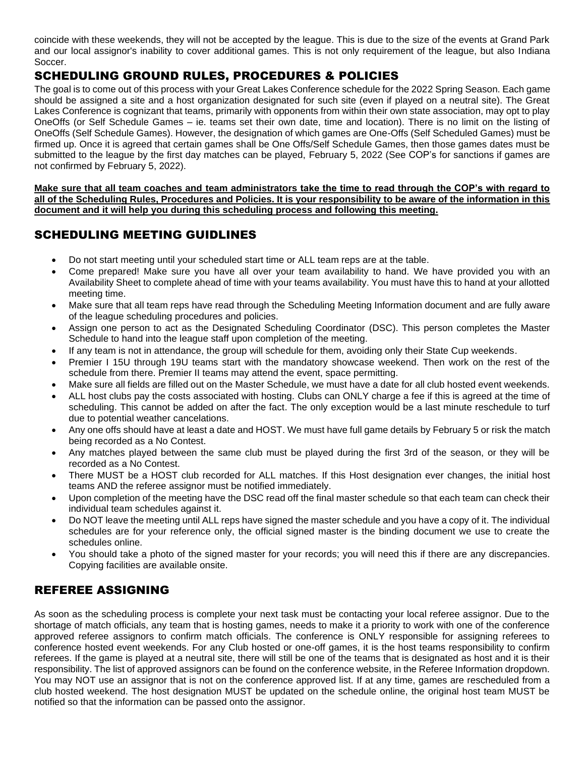coincide with these weekends, they will not be accepted by the league. This is due to the size of the events at Grand Park and our local assignor's inability to cover additional games. This is not only requirement of the league, but also Indiana Soccer.

## SCHEDULING GROUND RULES, PROCEDURES & POLICIES

The goal is to come out of this process with your Great Lakes Conference schedule for the 2022 Spring Season. Each game should be assigned a site and a host organization designated for such site (even if played on a neutral site). The Great Lakes Conference is cognizant that teams, primarily with opponents from within their own state association, may opt to play OneOffs (or Self Schedule Games – ie. teams set their own date, time and location). There is no limit on the listing of OneOffs (Self Schedule Games). However, the designation of which games are One-Offs (Self Scheduled Games) must be firmed up. Once it is agreed that certain games shall be One Offs/Self Schedule Games, then those games dates must be submitted to the league by the first day matches can be played, February 5, 2022 (See COP's for sanctions if games are not confirmed by February 5, 2022).

**Make sure that all team coaches and team administrators take the time to read through the COP's with regard to all of the Scheduling Rules, Procedures and Policies. It is your responsibility to be aware of the information in this document and it will help you during this scheduling process and following this meeting.**

## SCHEDULING MEETING GUIDLINES

- Do not start meeting until your scheduled start time or ALL team reps are at the table.
- Come prepared! Make sure you have all over your team availability to hand. We have provided you with an Availability Sheet to complete ahead of time with your teams availability. You must have this to hand at your allotted meeting time.
- Make sure that all team reps have read through the Scheduling Meeting Information document and are fully aware of the league scheduling procedures and policies.
- Assign one person to act as the Designated Scheduling Coordinator (DSC). This person completes the Master Schedule to hand into the league staff upon completion of the meeting.
- If any team is not in attendance, the group will schedule for them, avoiding only their State Cup weekends.
- Premier I 15U through 19U teams start with the mandatory showcase weekend. Then work on the rest of the schedule from there. Premier II teams may attend the event, space permitting.
- Make sure all fields are filled out on the Master Schedule, we must have a date for all club hosted event weekends.
- ALL host clubs pay the costs associated with hosting. Clubs can ONLY charge a fee if this is agreed at the time of scheduling. This cannot be added on after the fact. The only exception would be a last minute reschedule to turf due to potential weather cancelations.
- Any one offs should have at least a date and HOST. We must have full game details by February 5 or risk the match being recorded as a No Contest.
- Any matches played between the same club must be played during the first 3rd of the season, or they will be recorded as a No Contest.
- There MUST be a HOST club recorded for ALL matches. If this Host designation ever changes, the initial host teams AND the referee assignor must be notified immediately.
- Upon completion of the meeting have the DSC read off the final master schedule so that each team can check their individual team schedules against it.
- Do NOT leave the meeting until ALL reps have signed the master schedule and you have a copy of it. The individual schedules are for your reference only, the official signed master is the binding document we use to create the schedules online.
- You should take a photo of the signed master for your records; you will need this if there are any discrepancies. Copying facilities are available onsite.

## REFEREE ASSIGNING

As soon as the scheduling process is complete your next task must be contacting your local referee assignor. Due to the shortage of match officials, any team that is hosting games, needs to make it a priority to work with one of the conference approved referee assignors to confirm match officials. The conference is ONLY responsible for assigning referees to conference hosted event weekends. For any Club hosted or one-off games, it is the host teams responsibility to confirm referees. If the game is played at a neutral site, there will still be one of the teams that is designated as host and it is their responsibility. The list of approved assignors can be found on the conference website, in the Referee Information dropdown. You may NOT use an assignor that is not on the conference approved list. If at any time, games are rescheduled from a club hosted weekend. The host designation MUST be updated on the schedule online, the original host team MUST be notified so that the information can be passed onto the assignor.